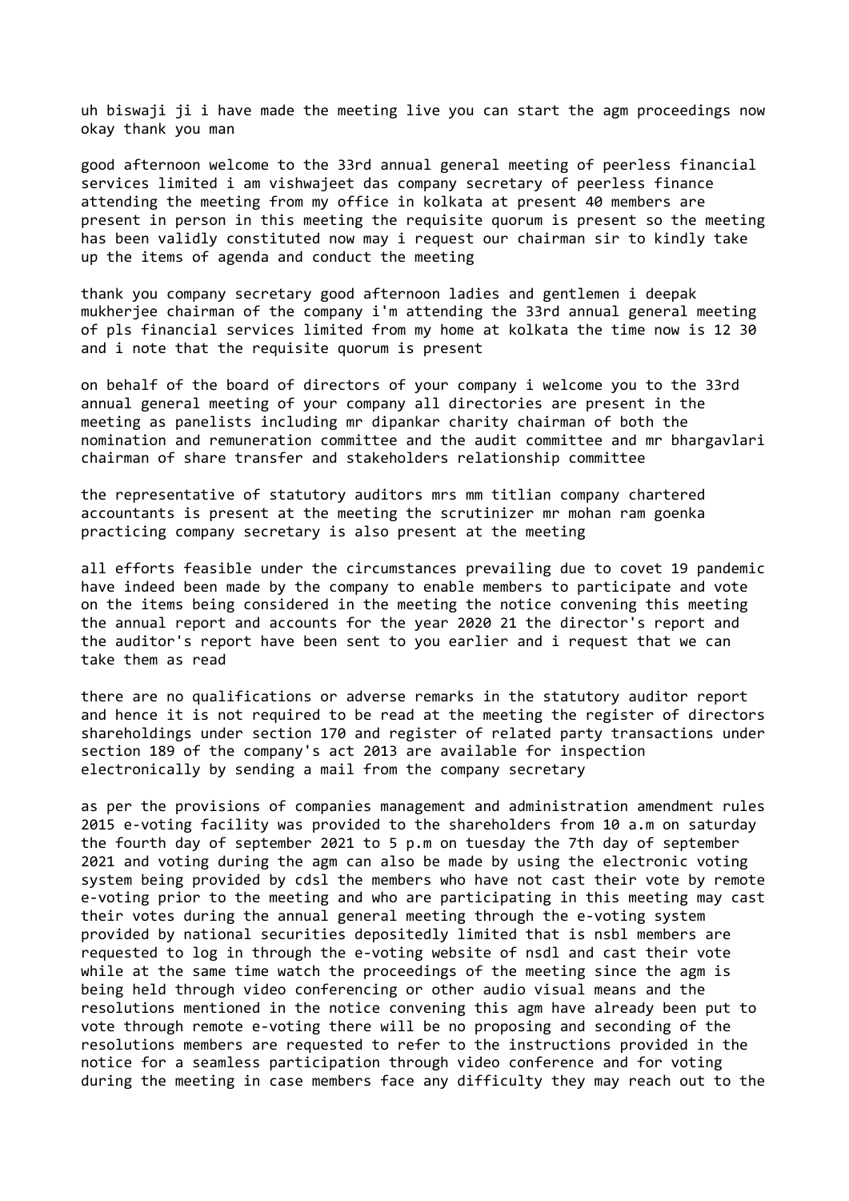uh biswaji ji i have made the meeting live you can start the agm proceedings now okay thank you man

good afternoon welcome to the 33rd annual general meeting of peerless financial services limited i am vishwajeet das company secretary of peerless finance attending the meeting from my office in kolkata at present 40 members are present in person in this meeting the requisite quorum is present so the meeting has been validly constituted now may i request our chairman sir to kindly take up the items of agenda and conduct the meeting

thank you company secretary good afternoon ladies and gentlemen i deepak mukherjee chairman of the company i'm attending the 33rd annual general meeting of pls financial services limited from my home at kolkata the time now is 12 30 and i note that the requisite quorum is present

on behalf of the board of directors of your company i welcome you to the 33rd annual general meeting of your company all directories are present in the meeting as panelists including mr dipankar charity chairman of both the nomination and remuneration committee and the audit committee and mr bhargavlari chairman of share transfer and stakeholders relationship committee

the representative of statutory auditors mrs mm titlian company chartered accountants is present at the meeting the scrutinizer mr mohan ram goenka practicing company secretary is also present at the meeting

all efforts feasible under the circumstances prevailing due to covet 19 pandemic have indeed been made by the company to enable members to participate and vote on the items being considered in the meeting the notice convening this meeting the annual report and accounts for the year 2020 21 the director's report and the auditor's report have been sent to you earlier and i request that we can take them as read

there are no qualifications or adverse remarks in the statutory auditor report and hence it is not required to be read at the meeting the register of directors shareholdings under section 170 and register of related party transactions under section 189 of the company's act 2013 are available for inspection electronically by sending a mail from the company secretary

as per the provisions of companies management and administration amendment rules 2015 e-voting facility was provided to the shareholders from 10 a.m on saturday the fourth day of september 2021 to 5 p.m on tuesday the 7th day of september 2021 and voting during the agm can also be made by using the electronic voting system being provided by cdsl the members who have not cast their vote by remote e-voting prior to the meeting and who are participating in this meeting may cast their votes during the annual general meeting through the e-voting system provided by national securities depositedly limited that is nsbl members are requested to log in through the e-voting website of nsdl and cast their vote while at the same time watch the proceedings of the meeting since the agm is being held through video conferencing or other audio visual means and the resolutions mentioned in the notice convening this agm have already been put to vote through remote e-voting there will be no proposing and seconding of the resolutions members are requested to refer to the instructions provided in the notice for a seamless participation through video conference and for voting during the meeting in case members face any difficulty they may reach out to the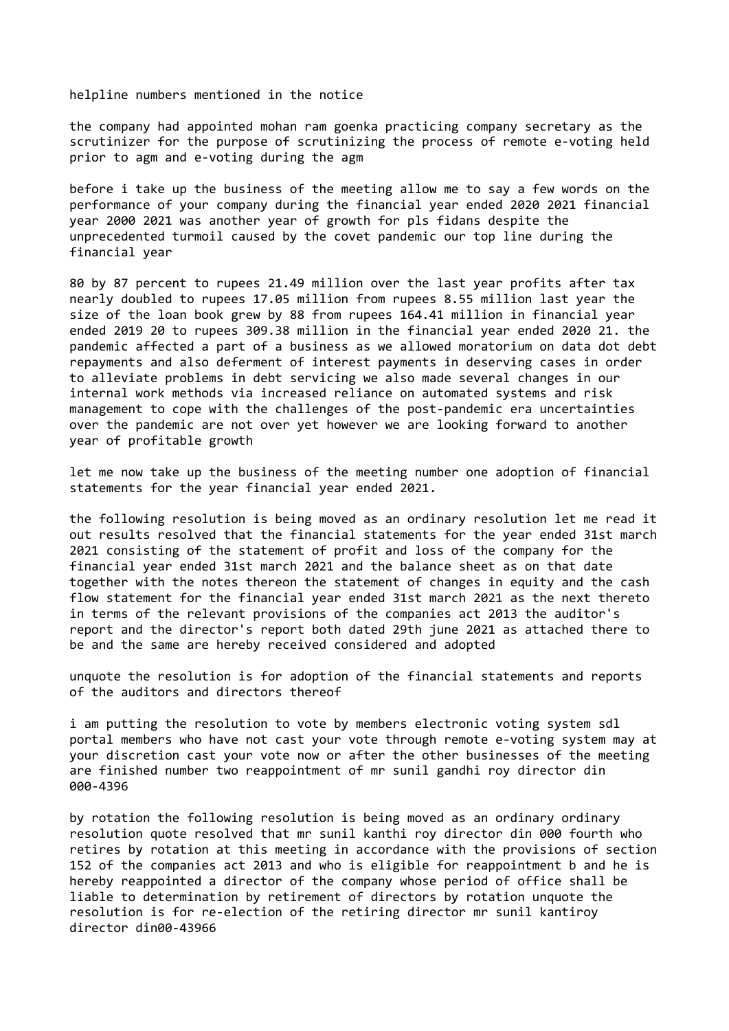helpline numbers mentioned in the notice

the company had appointed mohan ram goenka practicing company secretary as the scrutinizer for the purpose of scrutinizing the process of remote e-voting held prior to agm and e-voting during the agm

before i take up the business of the meeting allow me to say a few words on the performance of your company during the financial year ended 2020 2021 financial year 2000 2021 was another year of growth for pls fidans despite the unprecedented turmoil caused by the covet pandemic our top line during the financial year

80 by 87 percent to rupees 21.49 million over the last year profits after tax nearly doubled to rupees 17.05 million from rupees 8.55 million last year the size of the loan book grew by 88 from rupees 164.41 million in financial year ended 2019 20 to rupees 309.38 million in the financial year ended 2020 21. the pandemic affected a part of a business as we allowed moratorium on data dot debt repayments and also deferment of interest payments in deserving cases in order to alleviate problems in debt servicing we also made several changes in our internal work methods via increased reliance on automated systems and risk management to cope with the challenges of the post-pandemic era uncertainties over the pandemic are not over yet however we are looking forward to another year of profitable growth

let me now take up the business of the meeting number one adoption of financial statements for the year financial year ended 2021.

the following resolution is being moved as an ordinary resolution let me read it out results resolved that the financial statements for the year ended 31st march 2021 consisting of the statement of profit and loss of the company for the financial year ended 31st march 2021 and the balance sheet as on that date together with the notes thereon the statement of changes in equity and the cash flow statement for the financial year ended 31st march 2021 as the next thereto in terms of the relevant provisions of the companies act 2013 the auditor's report and the director's report both dated 29th june 2021 as attached there to be and the same are hereby received considered and adopted

unquote the resolution is for adoption of the financial statements and reports of the auditors and directors thereof

i am putting the resolution to vote by members electronic voting system sdl portal members who have not cast your vote through remote e-voting system may at your discretion cast your vote now or after the other businesses of the meeting are finished number two reappointment of mr sunil gandhi roy director din 000-4396

by rotation the following resolution is being moved as an ordinary ordinary resolution quote resolved that mr sunil kanthi roy director din 000 fourth who retires by rotation at this meeting in accordance with the provisions of section 152 of the companies act 2013 and who is eligible for reappointment b and he is hereby reappointed a director of the company whose period of office shall be liable to determination by retirement of directors by rotation unquote the resolution is for re-election of the retiring director mr sunil kantiroy director din00-43966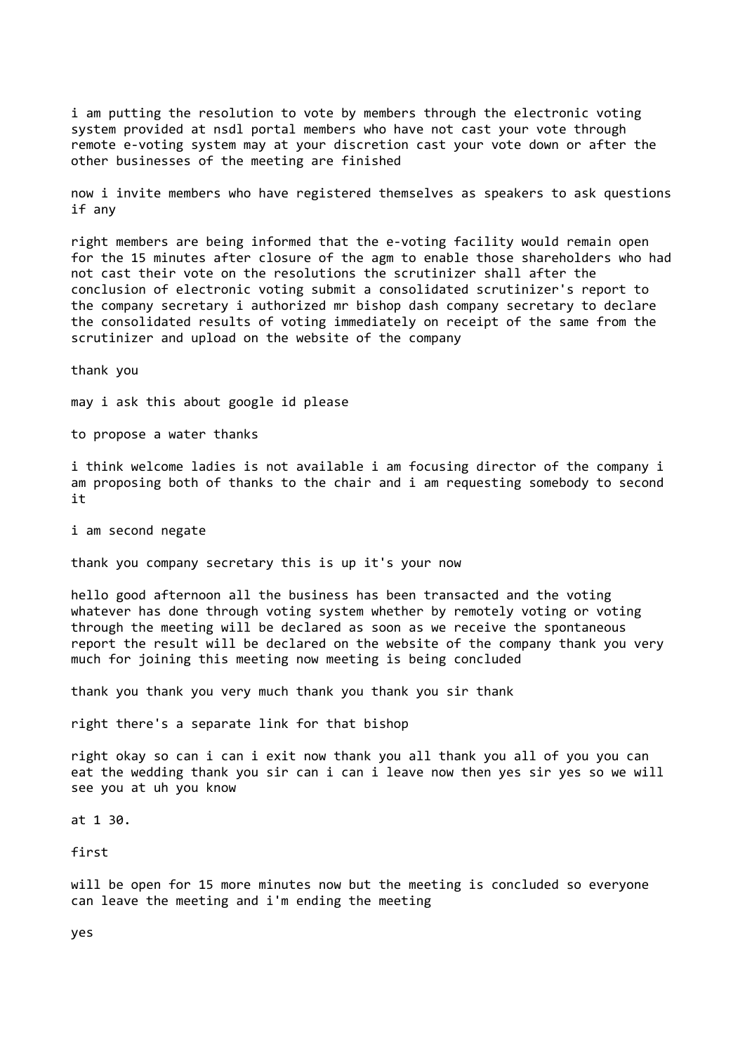i am putting the resolution to vote by members through the electronic voting system provided at nsdl portal members who have not cast your vote through remote e-voting system may at your discretion cast your vote down or after the other businesses of the meeting are finished

now i invite members who have registered themselves as speakers to ask questions if any

right members are being informed that the e-voting facility would remain open for the 15 minutes after closure of the agm to enable those shareholders who had not cast their vote on the resolutions the scrutinizer shall after the conclusion of electronic voting submit a consolidated scrutinizer's report to the company secretary i authorized mr bishop dash company secretary to declare the consolidated results of voting immediately on receipt of the same from the scrutinizer and upload on the website of the company

thank you

may i ask this about google id please

to propose a water thanks

i think welcome ladies is not available i am focusing director of the company i am proposing both of thanks to the chair and i am requesting somebody to second it

i am second negate

thank you company secretary this is up it's your now

hello good afternoon all the business has been transacted and the voting whatever has done through voting system whether by remotely voting or voting through the meeting will be declared as soon as we receive the spontaneous report the result will be declared on the website of the company thank you very much for joining this meeting now meeting is being concluded

thank you thank you very much thank you thank you sir thank

right there's a separate link for that bishop

right okay so can i can i exit now thank you all thank you all of you you can eat the wedding thank you sir can i can i leave now then yes sir yes so we will see you at uh you know

at 1 30.

first

will be open for 15 more minutes now but the meeting is concluded so everyone can leave the meeting and i'm ending the meeting

yes